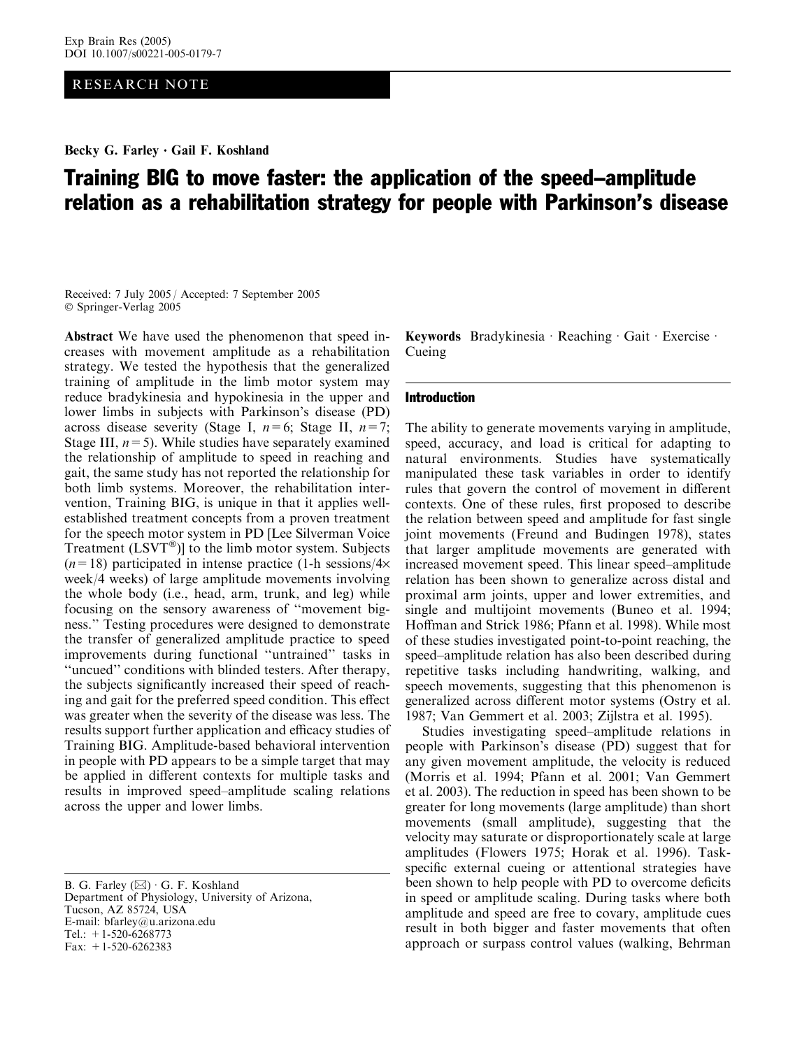RESEARCH NOTE

**Becky G. Farley · Gail F. Koshland**

# Training BIG to move faster: the application of the speed–amplitude relation as a rehabilitation strategy for people with Parkinson's disease

Received: 7 July 2005 / Accepted: 7 September 2005
© Springer-Verlag 2005

**Abstract** We have used the phenomenon that speed increases with movement amplitude as a rehabilitation strategy. We tested the hypothesis that the generalized training of amplitude in the limb motor system may reduce bradykinesia and hypokinesia in the upper and lower limbs in subjects with Parkinson's disease (PD) across disease severity (Stage I, $n=6$; Stage II, $n=7$; Stage III, $n=5$). While studies have separately examined the relationship of amplitude to speed in reaching and gait, the same study has not reported the relationship for both limb systems. Moreover, the rehabilitation intervention, Training BIG, is unique in that it applies well-established treatment concepts from a proven treatment for the speech motor system in PD [Lee Silverman Voice Treatment (LSVT®)] to the limb motor system. Subjects ($n=18$) participated in intense practice (1-h sessions/4× week/4 weeks) of large amplitude movements involving the whole body (i.e., head, arm, trunk, and leg) while focusing on the sensory awareness of "movement bigness." Testing procedures were designed to demonstrate the transfer of generalized amplitude practice to speed improvements during functional "untrained" tasks in "uncued" conditions with blinded testers. After therapy, the subjects significantly increased their speed of reaching and gait for the preferred speed condition. This effect was greater when the severity of the disease was less. The results support further application and efficacy studies of Training BIG. Amplitude-based behavioral intervention in people with PD appears to be a simple target that may be applied in different contexts for multiple tasks and results in improved speed–amplitude scaling relations across the upper and lower limbs.

**Keywords** Bradykinesia · Reaching · Gait · Exercise · Cueing

B. G. Farley (✉) · G. F. Koshland
Department of Physiology, University of Arizona,
Tucson, AZ 85724, USA
E-mail: bfarley@u.arizona.edu
Tel.: +1-520-6268773
Fax: +1-520-6262383

## Introduction

The ability to generate movements varying in amplitude, speed, accuracy, and load is critical for adapting to natural environments. Studies have systematically manipulated these task variables in order to identify rules that govern the control of movement in different contexts. One of these rules, first proposed to describe the relation between speed and amplitude for fast single joint movements (Freund and Budingen 1978), states that larger amplitude movements are generated with increased movement speed. This linear speed–amplitude relation has been shown to generalize across distal and proximal arm joints, upper and lower extremities, and single and multijoint movements (Buneo et al. 1994; Hoffman and Strick 1986; Pfann et al. 1998). While most of these studies investigated point-to-point reaching, the speed–amplitude relation has also been described during repetitive tasks including handwriting, walking, and speech movements, suggesting that this phenomenon is generalized across different motor systems (Ostry et al. 1987; Van Gemmert et al. 2003; Zijlstra et al. 1995).

Studies investigating speed–amplitude relations in people with Parkinson's disease (PD) suggest that for any given movement amplitude, the velocity is reduced (Morris et al. 1994; Pfann et al. 2001; Van Gemmert et al. 2003). The reduction in speed has been shown to be greater for long movements (large amplitude) than short movements (small amplitude), suggesting that the velocity may saturate or disproportionately scale at large amplitudes (Flowers 1975; Horak et al. 1996). Task-specific external cueing or attentional strategies have been shown to help people with PD to overcome deficits in speed or amplitude scaling. During tasks where both amplitude and speed are free to covary, amplitude cues result in both bigger and faster movements that often approach or surpass control values (walking, Behrman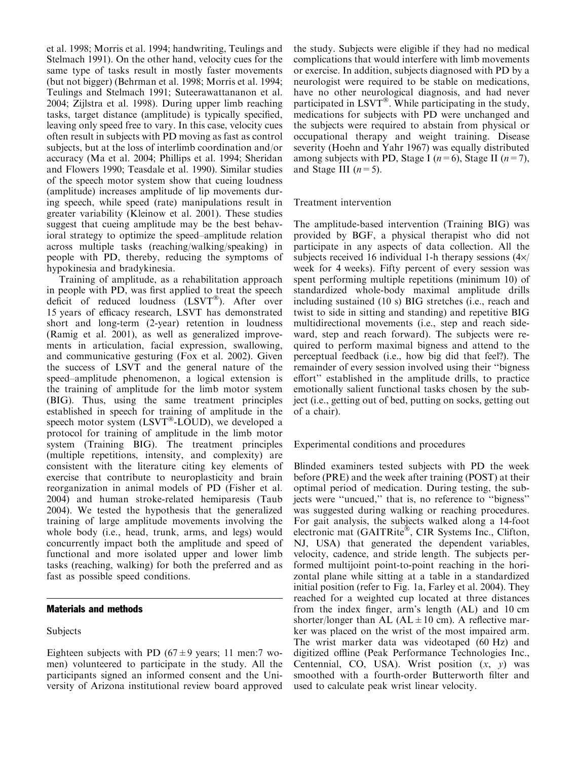et al. 1998; Morris et al. 1994; handwriting, Teulings and Stelmach 1991). On the other hand, velocity cues for the same type of tasks result in mostly faster movements (but not bigger) (Behrman et al. 1998; Morris et al. 1994; Teulings and Stelmach 1991; Suteerawattananon et al. 2004; Zijlstra et al. 1998). During upper limb reaching tasks, target distance (amplitude) is typically specified, leaving only speed free to vary. In this case, velocity cues often result in subjects with PD moving as fast as control subjects, but at the loss of interlimb coordination and/or accuracy (Ma et al. 2004; Phillips et al. 1994; Sheridan and Flowers 1990; Teasdale et al. 1990). Similar studies of the speech motor system show that cueing loudness (amplitude) increases amplitude of lip movements during speech, while speed (rate) manipulations result in greater variability (Kleinow et al. 2001). These studies suggest that cueing amplitude may be the best behavioral strategy to optimize the speed–amplitude relation across multiple tasks (reaching/walking/speaking) in people with PD, thereby, reducing the symptoms of hypokinesia and bradykinesia.

Training of amplitude, as a rehabilitation approach in people with PD, was first applied to treat the speech deficit of reduced loudness (LSVT®). After over 15 years of efficacy research, LSVT has demonstrated short and long-term (2-year) retention in loudness (Ramig et al. 2001), as well as generalized improvements in articulation, facial expression, swallowing, and communicative gesturing (Fox et al. 2002). Given the success of LSVT and the general nature of the speed–amplitude phenomenon, a logical extension is the training of amplitude for the limb motor system (BIG). Thus, using the same treatment principles established in speech for training of amplitude in the speech motor system (LSVT®-LOUD), we developed a protocol for training of amplitude in the limb motor system (Training BIG). The treatment principles (multiple repetitions, intensity, and complexity) are consistent with the literature citing key elements of exercise that contribute to neuroplasticity and brain reorganization in animal models of PD (Fisher et al. 2004) and human stroke-related hemiparesis (Taub 2004). We tested the hypothesis that the generalized training of large amplitude movements involving the whole body (i.e., head, trunk, arms, and legs) would concurrently impact both the amplitude and speed of functional and more isolated upper and lower limb tasks (reaching, walking) for both the preferred and as fast as possible speed conditions.

## Materials and methods

### Subjects

Eighteen subjects with PD ($67 \pm 9$ years; 11 men:7 women) volunteered to participate in the study. All the participants signed an informed consent and the University of Arizona institutional review board approved the study. Subjects were eligible if they had no medical complications that would interfere with limb movements or exercise. In addition, subjects diagnosed with PD by a neurologist were required to be stable on medications, have no other neurological diagnosis, and had never participated in LSVT®. While participating in the study, medications for subjects with PD were unchanged and the subjects were required to abstain from physical or occupational therapy and weight training. Disease severity (Hoehn and Yahr 1967) was equally distributed among subjects with PD, Stage I ($n = 6$), Stage II ($n = 7$), and Stage III ($n = 5$).

### Treatment intervention

The amplitude-based intervention (Training BIG) was provided by BGF, a physical therapist who did not participate in any aspects of data collection. All the subjects received 16 individual 1-h therapy sessions (4×/week for 4 weeks). Fifty percent of every session was spent performing multiple repetitions (minimum 10) of standardized whole-body maximal amplitude drills including sustained (10 s) BIG stretches (i.e., reach and twist to side in sitting and standing) and repetitive BIG multidirectional movements (i.e., step and reach sideward, step and reach forward). The subjects were required to perform maximal bigness and attend to the perceptual feedback (i.e., how big did that feel?). The remainder of every session involved using their "bigness effort" established in the amplitude drills, to practice emotionally salient functional tasks chosen by the subject (i.e., getting out of bed, putting on socks, getting out of a chair).

### Experimental conditions and procedures

Blinded examiners tested subjects with PD the week before (PRE) and the week after training (POST) at their optimal period of medication. During testing, the subjects were "uncued," that is, no reference to "bigness" was suggested during walking or reaching procedures. For gait analysis, the subjects walked along a 14-foot electronic mat (GAITRite®, CIR Systems Inc., Clifton, NJ, USA) that generated the dependent variables, velocity, cadence, and stride length. The subjects performed multijoint point-to-point reaching in the horizontal plane while sitting at a table in a standardized initial position (refer to Fig. 1a, Farley et al. 2004). They reached for a weighted cup located at three distances from the index finger, arm's length (AL) and 10 cm shorter/longer than AL (AL ± 10 cm). A reflective marker was placed on the wrist of the most impaired arm. The wrist marker data was videotaped (60 Hz) and digitized offline (Peak Performance Technologies Inc., Centennial, CO, USA). Wrist position ($x$, $y$) was smoothed with a fourth-order Butterworth filter and used to calculate peak wrist linear velocity.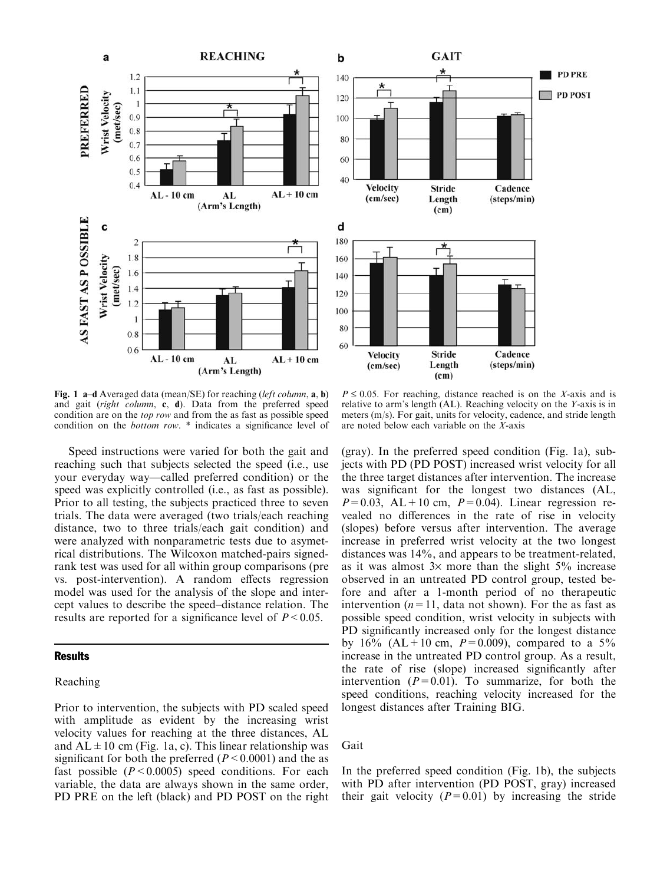**Fig. 1 a–d** Averaged data (mean/SE) for reaching (*left column*, **a**, **b**) and gait (*right column*, **c**, **d**). Data from the preferred speed condition are on the *top row* and from the as fast as possible speed condition on the *bottom row*. * indicates a significance level of $P \leq 0.05$. For reaching, distance reached is on the *X*-axis and is relative to arm's length (AL). Reaching velocity on the *Y*-axis is in meters (m/s). For gait, units for velocity, cadence, and stride length are noted below each variable on the *X*-axis

Speed instructions were varied for both the gait and reaching such that subjects selected the speed (i.e., use your everyday way—called preferred condition) or the speed was explicitly controlled (i.e., as fast as possible). Prior to all testing, the subjects practiced three to seven trials. The data were averaged (two trials/each reaching distance, two to three trials/each gait condition) and were analyzed with nonparametric tests due to asymetrical distributions. The Wilcoxon matched-pairs signed-rank test was used for all within group comparisons (pre vs. post-intervention). A random effects regression model was used for the analysis of the slope and intercept values to describe the speed–distance relation. The results are reported for a significance level of $P < 0.05$.

## Results

### Reaching

Prior to intervention, the subjects with PD scaled speed with amplitude as evident by the increasing wrist velocity values for reaching at the three distances, AL and AL ± 10 cm (Fig. 1a, c). This linear relationship was significant for both the preferred ($P < 0.0001$) and the as fast possible ($P < 0.0005$) speed conditions. For each variable, the data are always shown in the same order, PD PRE on the left (black) and PD POST on the right (gray). In the preferred speed condition (Fig. 1a), subjects with PD (PD POST) increased wrist velocity for all the three target distances after intervention. The increase was significant for the longest two distances (AL, $P = 0.03$, AL + 10 cm, $P = 0.04$). Linear regression revealed no differences in the rate of rise in velocity (slopes) before versus after intervention. The average increase in preferred wrist velocity at the two longest distances was 14%, and appears to be treatment-related, as it was almost 3× more than the slight 5% increase observed in an untreated PD control group, tested before and after a 1-month period of no therapeutic intervention ($n = 11$, data not shown). For the as fast as possible speed condition, wrist velocity in subjects with PD significantly increased only for the longest distance by 16% (AL + 10 cm, $P = 0.009$), compared to a 5% increase in the untreated PD control group. As a result, the rate of rise (slope) increased significantly after intervention ($P = 0.01$). To summarize, for both the speed conditions, reaching velocity increased for the longest distances after Training BIG.

### Gait

In the preferred speed condition (Fig. 1b), the subjects with PD after intervention (PD POST, gray) increased their gait velocity ($P = 0.01$) by increasing the stride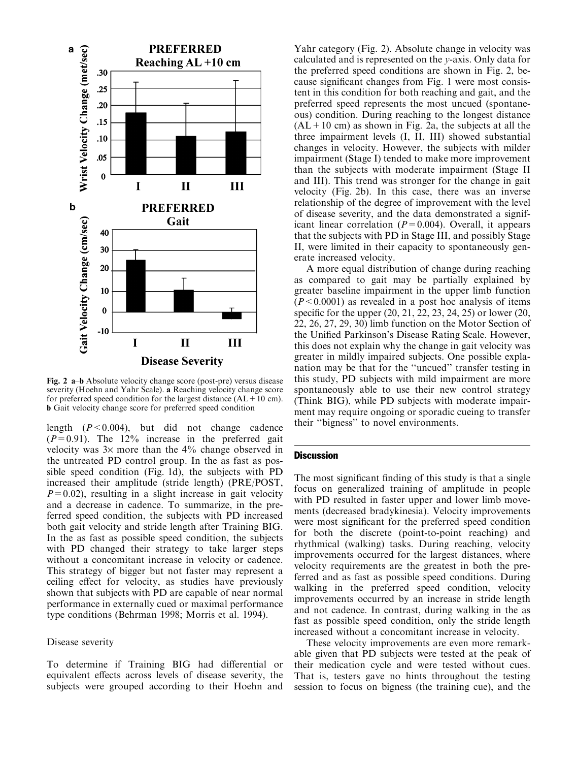a

PREFERRED
Reaching AL +10 cm

Wrist Velocity Change (met/sec)

.30
.25
.20
.15
.10
.05
0

I II III

b

PREFERRED
Gait

Gait Velocity Change (cm/sec)

40
30
20
10
0
-10

I II III

Disease Severity

**Fig. 2 a–b** Absolute velocity change score (post-pre) versus disease severity (Hoehn and Yahr Scale). **a** Reaching velocity change score for preferred speed condition for the largest distance (AL + 10 cm). **b** Gait velocity change score for preferred speed condition

length ($P < 0.004$), but did not change cadence ($P = 0.91$). The 12% increase in the preferred gait velocity was 3× more than the 4% change observed in the untreated PD control group. In the as fast as possible speed condition (Fig. 1d), the subjects with PD increased their amplitude (stride length) (PRE/POST, $P = 0.02$), resulting in a slight increase in gait velocity and a decrease in cadence. To summarize, in the preferred speed condition, the subjects with PD increased both gait velocity and stride length after Training BIG. In the as fast as possible speed condition, the subjects with PD changed their strategy to take larger steps without a concomitant increase in velocity or cadence. This strategy of bigger but not faster may represent a ceiling effect for velocity, as studies have previously shown that subjects with PD are capable of near normal performance in externally cued or maximal performance type conditions (Behrman 1998; Morris et al. 1994).

Disease severity

To determine if Training BIG had differential or equivalent effects across levels of disease severity, the subjects were grouped according to their Hoehn and Yahr category (Fig. 2). Absolute change in velocity was calculated and is represented on the *y*-axis. Only data for the preferred speed conditions are shown in Fig. 2, because significant changes from Fig. 1 were most consistent in this condition for both reaching and gait, and the preferred speed represents the most uncued (spontaneous) condition. During reaching to the longest distance (AL + 10 cm) as shown in Fig. 2a, the subjects at all the three impairment levels (I, II, III) showed substantial changes in velocity. However, the subjects with milder impairment (Stage I) tended to make more improvement than the subjects with moderate impairment (Stage II and III). This trend was stronger for the change in gait velocity (Fig. 2b). In this case, there was an inverse relationship of the degree of improvement with the level of disease severity, and the data demonstrated a significant linear correlation ($P = 0.004$). Overall, it appears that the subjects with PD in Stage III, and possibly Stage II, were limited in their capacity to spontaneously generate increased velocity.

A more equal distribution of change during reaching as compared to gait may be partially explained by greater baseline impairment in the upper limb function ($P < 0.0001$) as revealed in a post hoc analysis of items specific for the upper (20, 21, 22, 23, 24, 25) or lower (20, 22, 26, 27, 29, 30) limb function on the Motor Section of the Unified Parkinson's Disease Rating Scale. However, this does not explain why the change in gait velocity was greater in mildly impaired subjects. One possible explanation may be that for the "uncued" transfer testing in this study, PD subjects with mild impairment are more spontaneously able to use their new control strategy (Think BIG), while PD subjects with moderate impairment may require ongoing or sporadic cueing to transfer their "bigness" to novel environments.

## Discussion

The most significant finding of this study is that a single focus on generalized training of amplitude in people with PD resulted in faster upper and lower limb movements (decreased bradykinesia). Velocity improvements were most significant for the preferred speed condition for both the discrete (point-to-point reaching) and rhythmical (walking) tasks. During reaching, velocity improvements occurred for the largest distances, where velocity requirements are the greatest in both the preferred and as fast as possible speed conditions. During walking in the preferred speed condition, velocity improvements occurred by an increase in stride length and not cadence. In contrast, during walking in the as fast as possible speed condition, only the stride length increased without a concomitant increase in velocity.

These velocity improvements are even more remarkable given that PD subjects were tested at the peak of their medication cycle and were tested without cues. That is, testers gave no hints throughout the testing session to focus on bigness (the training cue), and the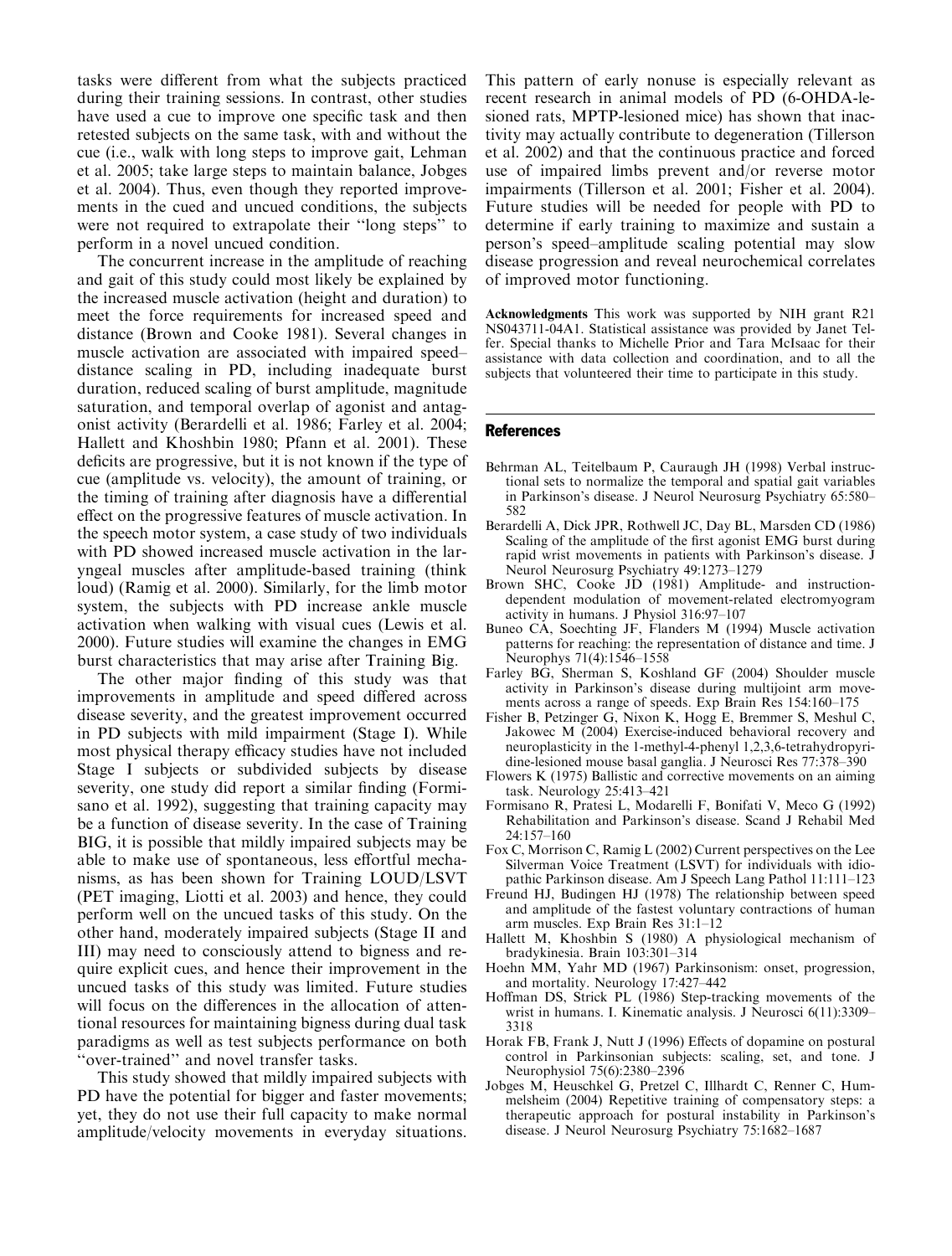tasks were different from what the subjects practiced during their training sessions. In contrast, other studies have used a cue to improve one specific task and then retested subjects on the same task, with and without the cue (i.e., walk with long steps to improve gait, Lehman et al. 2005; take large steps to maintain balance, Jobges et al. 2004). Thus, even though they reported improvements in the cued and uncued conditions, the subjects were not required to extrapolate their ''long steps'' to perform in a novel uncued condition.

The concurrent increase in the amplitude of reaching and gait of this study could most likely be explained by the increased muscle activation (height and duration) to meet the force requirements for increased speed and distance (Brown and Cooke 1981). Several changes in muscle activation are associated with impaired speed–distance scaling in PD, including inadequate burst duration, reduced scaling of burst amplitude, magnitude saturation, and temporal overlap of agonist and antagonist activity (Berardelli et al. 1986; Farley et al. 2004; Hallett and Khoshbin 1980; Pfann et al. 2001). These deficits are progressive, but it is not known if the type of cue (amplitude vs. velocity), the amount of training, or the timing of training after diagnosis have a differential effect on the progressive features of muscle activation. In the speech motor system, a case study of two individuals with PD showed increased muscle activation in the laryngeal muscles after amplitude-based training (think loud) (Ramig et al. 2000). Similarly, for the limb motor system, the subjects with PD increase ankle muscle activation when walking with visual cues (Lewis et al. 2000). Future studies will examine the changes in EMG burst characteristics that may arise after Training Big.

The other major finding of this study was that improvements in amplitude and speed differed across disease severity, and the greatest improvement occurred in PD subjects with mild impairment (Stage I). While most physical therapy efficacy studies have not included Stage I subjects or subdivided subjects by disease severity, one study did report a similar finding (Formisano et al. 1992), suggesting that training capacity may be a function of disease severity. In the case of Training BIG, it is possible that mildly impaired subjects may be able to make use of spontaneous, less effortful mechanisms, as has been shown for Training LOUD/LSVT (PET imaging, Liotti et al. 2003) and hence, they could perform well on the uncued tasks of this study. On the other hand, moderately impaired subjects (Stage II and III) may need to consciously attend to bigness and require explicit cues, and hence their improvement in the uncued tasks of this study was limited. Future studies will focus on the differences in the allocation of attentional resources for maintaining bigness during dual task paradigms as well as test subjects performance on both ''over-trained'' and novel transfer tasks.

This study showed that mildly impaired subjects with PD have the potential for bigger and faster movements; yet, they do not use their full capacity to make normal amplitude/velocity movements in everyday situations. This pattern of early nonuse is especially relevant as recent research in animal models of PD (6-OHDA-lesioned rats, MPTP-lesioned mice) has shown that inactivity may actually contribute to degeneration (Tillerson et al. 2002) and that the continuous practice and forced use of impaired limbs prevent and/or reverse motor impairments (Tillerson et al. 2001; Fisher et al. 2004). Future studies will be needed for people with PD to determine if early training to maximize and sustain a person's speed–amplitude scaling potential may slow disease progression and reveal neurochemical correlates of improved motor functioning.

**Acknowledgments** This work was supported by NIH grant R21 NS043711-04A1. Statistical assistance was provided by Janet Telfer. Special thanks to Michelle Prior and Tara McIsaac for their assistance with data collection and coordination, and to all the subjects that volunteered their time to participate in this study.

## References

Behrman AL, Teitelbaum P, Cauraugh JH (1998) Verbal instructional sets to normalize the temporal and spatial gait variables in Parkinson's disease. J Neurol Neurosurg Psychiatry 65:580–582

Berardelli A, Dick JPR, Rothwell JC, Day BL, Marsden CD (1986) Scaling of the amplitude of the first agonist EMG burst during rapid wrist movements in patients with Parkinson's disease. J Neurol Neurosurg Psychiatry 49:1273–1279

Brown SHC, Cooke JD (1981) Amplitude- and instruction-dependent modulation of movement-related electromyogram activity in humans. J Physiol 316:97–107

Buneo CA, Soechting JF, Flanders M (1994) Muscle activation patterns for reaching: the representation of distance and time. J Neurophys 71(4):1546–1558

Farley BG, Sherman S, Koshland GF (2004) Shoulder muscle activity in Parkinson's disease during multijoint arm movements across a range of speeds. Exp Brain Res 154:160–175

Fisher B, Petzinger G, Nixon K, Hogg E, Bremmer S, Meshul C, Jakowec M (2004) Exercise-induced behavioral recovery and neuroplasticity in the 1-methyl-4-phenyl 1,2,3,6-tetrahydropyridine-lesioned mouse basal ganglia. J Neurosci Res 77:378–390

Flowers K (1975) Ballistic and corrective movements on an aiming task. Neurology 25:413–421

Formisano R, Pratesi L, Modarelli F, Bonifati V, Meco G (1992) Rehabilitation and Parkinson's disease. Scand J Rehabil Med 24:157–160

Fox C, Morrison C, Ramig L (2002) Current perspectives on the Lee Silverman Voice Treatment (LSVT) for individuals with idiopathic Parkinson disease. Am J Speech Lang Pathol 11:111–123

Freund HJ, Budingen HJ (1978) The relationship between speed and amplitude of the fastest voluntary contractions of human arm muscles. Exp Brain Res 31:1–12

Hallett M, Khoshbin S (1980) A physiological mechanism of bradykinesia. Brain 103:301–314

Hoehn MM, Yahr MD (1967) Parkinsonism: onset, progression, and mortality. Neurology 17:427–442

Hoffman DS, Strick PL (1986) Step-tracking movements of the wrist in humans. I. Kinematic analysis. J Neurosci 6(11):3309–3318

Horak FB, Frank J, Nutt J (1996) Effects of dopamine on postural control in Parkinsonian subjects: scaling, set, and tone. J Neurophysiol 75(6):2380–2396

Jobges M, Heuschkel G, Pretzel C, Illhardt C, Renner C, Hummelsheim (2004) Repetitive training of compensatory steps: a therapeutic approach for postural instability in Parkinson's disease. J Neurol Neurosurg Psychiatry 75:1682–1687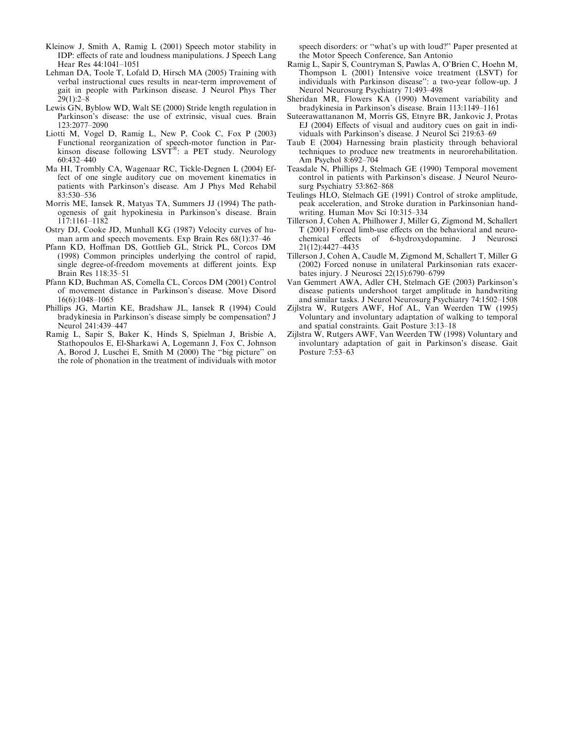Kleinow J, Smith A, Ramig L (2001) Speech motor stability in IDP: effects of rate and loudness manipulations. J Speech Lang Hear Res 44:1041–1051

Lehman DA, Toole T, Lofald D, Hirsch MA (2005) Training with verbal instructional cues results in near-term improvement of gait in people with Parkinson disease. J Neurol Phys Ther 29(1):2–8

Lewis GN, Byblow WD, Walt SE (2000) Stride length regulation in Parkinson's disease: the use of extrinsic, visual cues. Brain 123:2077–2090

Liotti M, Vogel D, Ramig L, New P, Cook C, Fox P (2003) Functional reorganization of speech-motor function in Parkinson disease following LSVT®: a PET study. Neurology 60:432–440

Ma HI, Trombly CA, Wagenaar RC, Tickle-Degnen L (2004) Effect of one single auditory cue on movement kinematics in patients with Parkinson's disease. Am J Phys Med Rehabil 83:530–536

Morris ME, Iansek R, Matyas TA, Summers JJ (1994) The pathogenesis of gait hypokinesia in Parkinson's disease. Brain 117:1161–1182

Ostry DJ, Cooke JD, Munhall KG (1987) Velocity curves of human arm and speech movements. Exp Brain Res 68(1):37–46

Pfann KD, Hoffman DS, Gottlieb GL, Strick PL, Corcos DM (1998) Common principles underlying the control of rapid, single degree-of-freedom movements at different joints. Exp Brain Res 118:35–51

Pfann KD, Buchman AS, Comella CL, Corcos DM (2001) Control of movement distance in Parkinson's disease. Move Disord 16(6):1048–1065

Phillips JG, Martin KE, Bradshaw JL, Iansek R (1994) Could bradykinesia in Parkinson's disease simply be compensation? J Neurol 241:439–447

Ramig L, Sapir S, Baker K, Hinds S, Spielman J, Brisbie A, Stathopoulos E, El-Sharkawi A, Logemann J, Fox C, Johnson A, Borod J, Luschei E, Smith M (2000) The "big picture" on the role of phonation in the treatment of individuals with motor speech disorders: or "what's up with loud?" Paper presented at the Motor Speech Conference, San Antonio

Ramig L, Sapir S, Countryman S, Pawlas A, O'Brien C, Hoehn M, Thompson L (2001) Intensive voice treatment (LSVT) for individuals with Parkinson disease": a two-year follow-up. J Neurol Neurosurg Psychiatry 71:493–498

Sheridan MR, Flowers KA (1990) Movement variability and bradykinesia in Parkinson's disease. Brain 113:1149–1161

Suteerawattananon M, Morris GS, Etnyre BR, Jankovic J, Protas EJ (2004) Effects of visual and auditory cues on gait in individuals with Parkinson's disease. J Neurol Sci 219:63–69

Taub E (2004) Harnessing brain plasticity through behavioral techniques to produce new treatments in neurorehabilitation. Am Psychol 8:692–704

Teasdale N, Phillips J, Stelmach GE (1990) Temporal movement control in patients with Parkinson's disease. J Neurol Neurosurg Psychiatry 53:862–868

Teulings HLO, Stelmach GE (1991) Control of stroke amplitude, peak acceleration, and Stroke duration in Parkinsonian handwriting. Human Mov Sci 10:315–334

Tillerson J, Cohen A, Philhower J, Miller G, Zigmond M, Schallert T (2001) Forced limb-use effects on the behavioral and neurochemical effects of 6-hydroxydopamine. J Neurosci 21(12):4427–4435

Tillerson J, Cohen A, Caudle M, Zigmond M, Schallert T, Miller G (2002) Forced nonuse in unilateral Parkinsonian rats exacerbates injury. J Neurosci 22(15):6790–6799

Van Gemmert AWA, Adler CH, Stelmach GE (2003) Parkinson's disease patients undershoot target amplitude in handwriting and similar tasks. J Neurol Neurosurg Psychiatry 74:1502–1508

Zijlstra W, Rutgers AWF, Hof AL, Van Weerden TW (1995) Voluntary and involuntary adaptation of walking to temporal and spatial constraints. Gait Posture 3:13–18

Zijlstra W, Rutgers AWF, Van Weerden TW (1998) Voluntary and involuntary adaptation of gait in Parkinson's disease. Gait Posture 7:53–63